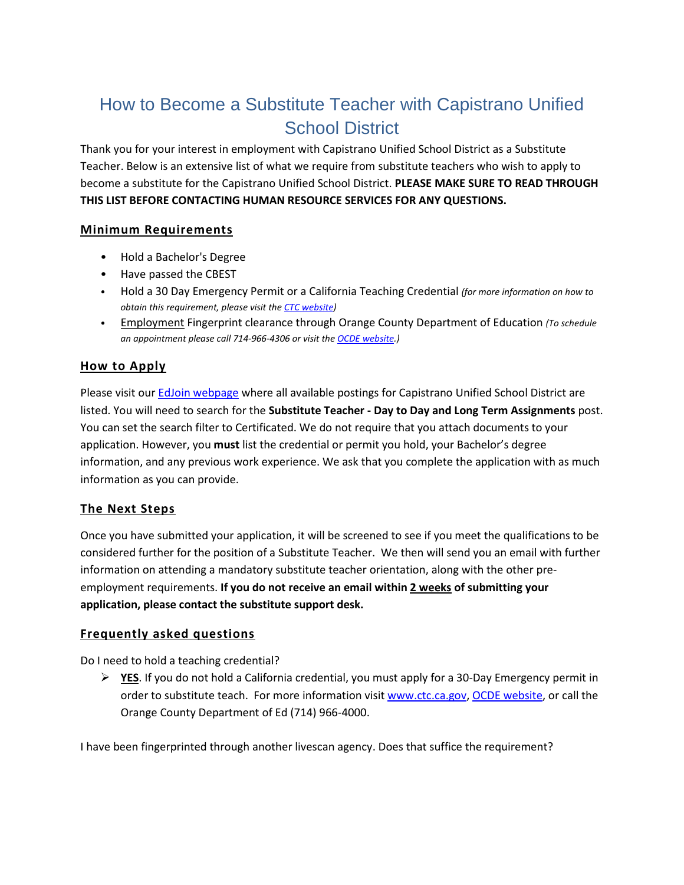# How to Become a Substitute Teacher with Capistrano Unified School District

Thank you for your interest in employment with Capistrano Unified School District as a Substitute Teacher. Below is an extensive list of what we require from substitute teachers who wish to apply to become a substitute for the Capistrano Unified School District. **PLEASE MAKE SURE TO READ THROUGH THIS LIST BEFORE CONTACTING HUMAN RESOURCE SERVICES FOR ANY QUESTIONS.**

## Minimum Requirements

- Hold a Bachelor's Degree
- Have passed the CBEST
- Hold a 30 Day Emergency Permit or a California Teaching Credential *(for more information on how to obtain this requirement, please visit the CTC website)*
- Employment Fingerprint clearance through Orange County Department of Education *(To schedule an appointment please call 714-966-4306 or visit the OCDE website.)*

## How to Apply

Please visit our EdJoin webpage where all available postings for Capistrano Unified School District are listed. You will need to search for the **Substitute Teacher - Day to Day and Long Term Assignments** post. You can set the search filter to Certificated. We do not require that you attach documents to your application. However, you **must** list the credential or permit you hold, your Bachelor's degree information, and any previous work experience. We ask that you complete the application with as much information as you can provide.

## The Next Steps

Once you have submitted your application, it will be screened to see if you meet the qualifications to be considered further for the position of a Substitute Teacher. We then will send you an email with further information on attending a mandatory substitute teacher orientation, along with the other pre-employment requirements. **If you do not receive an email within 2 weeks of submitting your application, please contact the substitute support desk.**

## Frequently asked questions

Do I need to hold a teaching credential?

- **YES**. If you do not hold a California credential, you must apply for a 30-Day Emergency permit in order to substitute teach. For more information visit www.ctc.ca.gov, OCDE website, or call the Orange County Department of Ed (714) 966-4000.

I have been fingerprinted through another livescan agency. Does that suffice the requirement?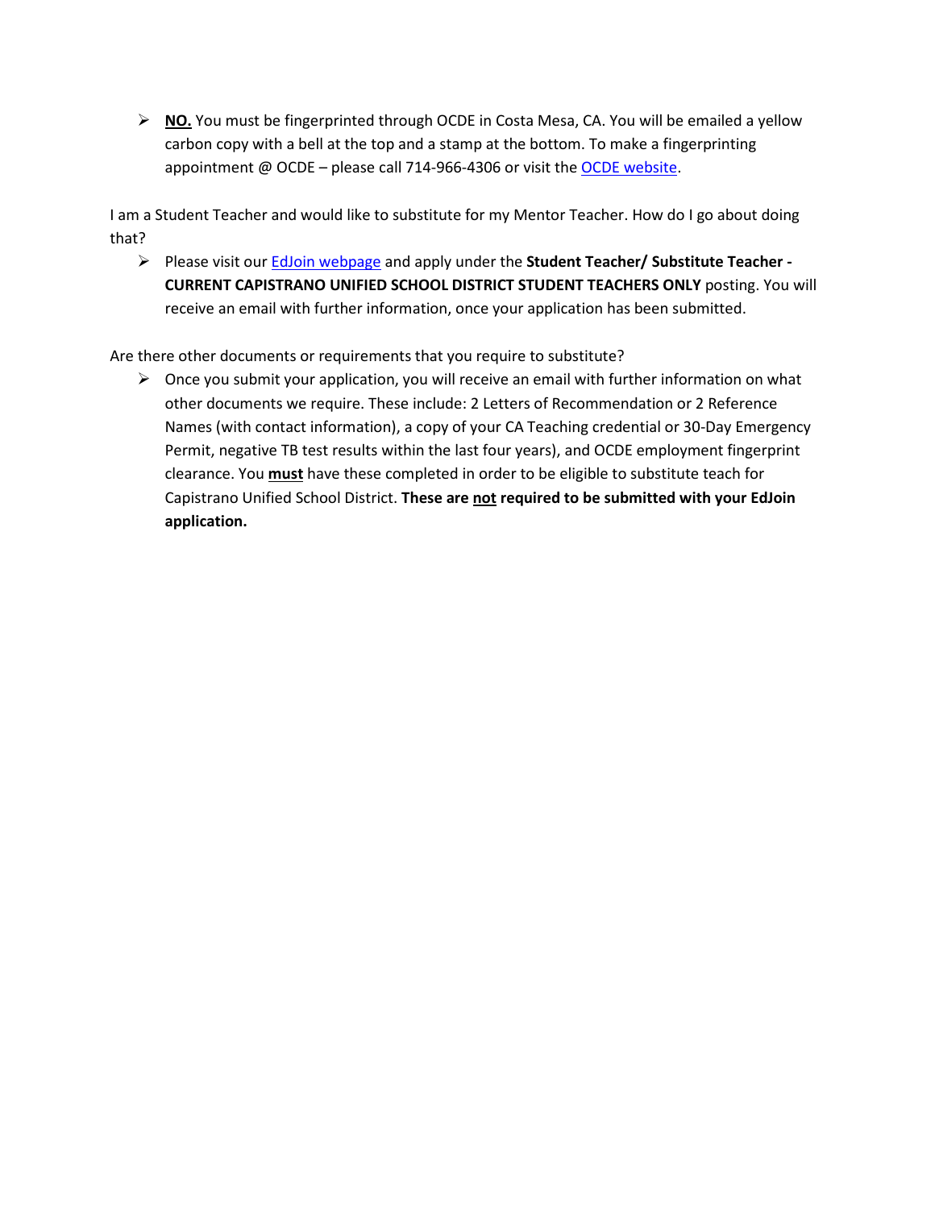- **<u>NO.</u>** You must be fingerprinted through OCDE in Costa Mesa, CA. You will be emailed a yellow carbon copy with a bell at the top and a stamp at the bottom. To make a fingerprinting appointment @ OCDE – please call 714-966-4306 or visit the OCDE website.

I am a Student Teacher and would like to substitute for my Mentor Teacher. How do I go about doing that?

- Please visit our EdJoin webpage and apply under the **Student Teacher/ Substitute Teacher - CURRENT CAPISTRANO UNIFIED SCHOOL DISTRICT STUDENT TEACHERS ONLY** posting. You will receive an email with further information, once your application has been submitted.

Are there other documents or requirements that you require to substitute?

- Once you submit your application, you will receive an email with further information on what other documents we require. These include: 2 Letters of Recommendation or 2 Reference Names (with contact information), a copy of your CA Teaching credential or 30-Day Emergency Permit, negative TB test results within the last four years), and OCDE employment fingerprint clearance. You **<u>must</u>** have these completed in order to be eligible to substitute teach for Capistrano Unified School District. **These are <u>not</u> required to be submitted with your EdJoin application.**